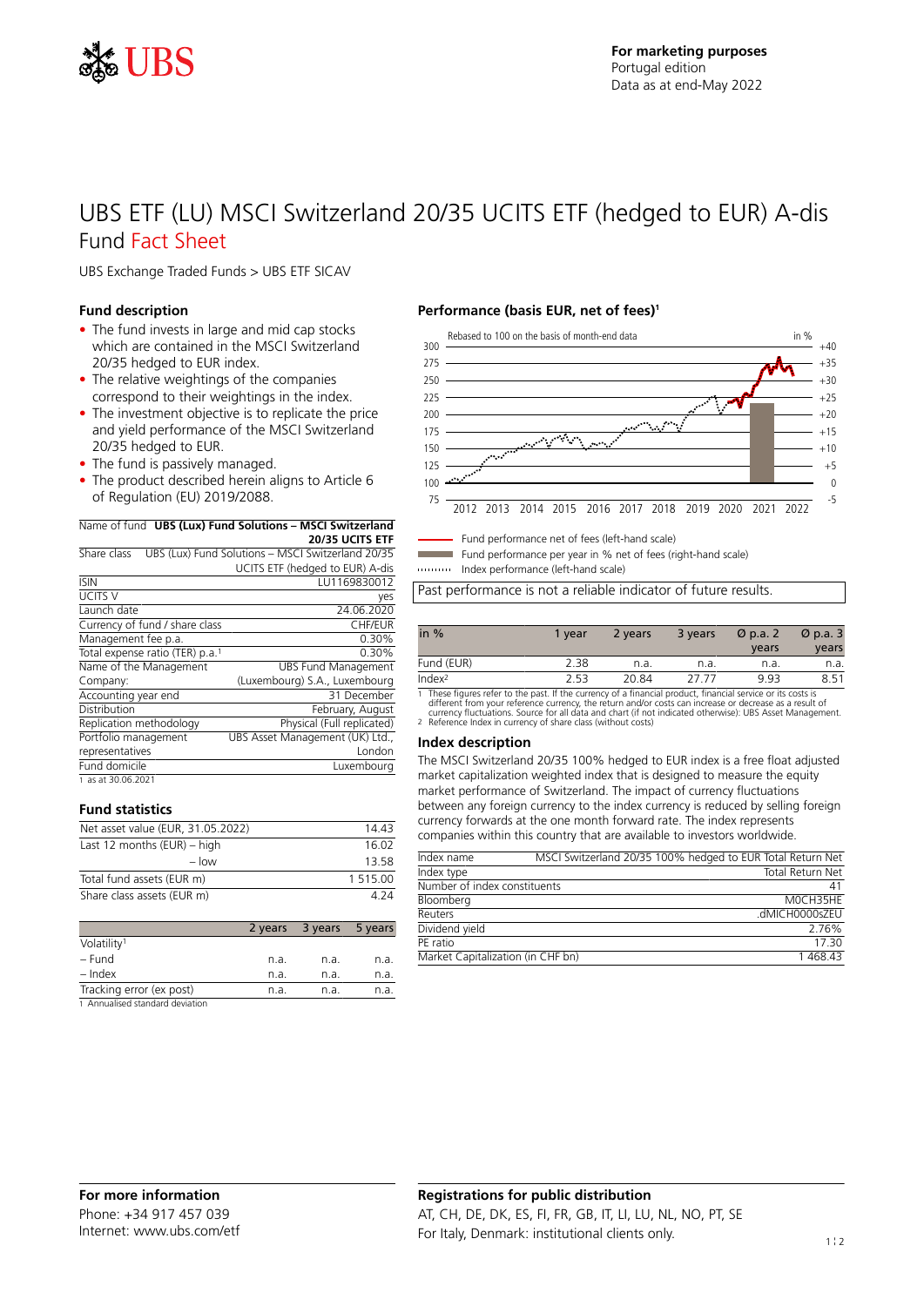For marketing purposes
Portugal edition
Data as at end-May 2022

# UBS ETF (LU) MSCI Switzerland 20/35 UCITS ETF (hedged to EUR) A-dis

## Fund Fact Sheet

UBS Exchange Traded Funds > UBS ETF SICAV

### Fund description

- The fund invests in large and mid cap stocks which are contained in the MSCI Switzerland 20/35 hedged to EUR index.
- The relative weightings of the companies correspond to their weightings in the index.
- The investment objective is to replicate the price and yield performance of the MSCI Switzerland 20/35 hedged to EUR.
- The fund is passively managed.
- The product described herein aligns to Article 6 of Regulation (EU) 2019/2088.

| Name of fund | **UBS (Lux) Fund Solutions – MSCI Switzerland 20/35 UCITS ETF** |
|---|---|
| Share class | UBS (Lux) Fund Solutions – MSCI Switzerland 20/35 UCITS ETF (hedged to EUR) A-dis |
| ISIN | LU1169830012 |
| UCITS V | yes |
| Launch date | 24.06.2020 |
| Currency of fund / share class | CHF/EUR |
| Management fee p.a. | 0.30% |
| Total expense ratio (TER) p.a.[1] | 0.30% |
| Name of the Management Company: | UBS Fund Management (Luxembourg) S.A., Luxembourg |
| Accounting year end | 31 December |
| Distribution | February, August |
| Replication methodology | Physical (Full replicated) |
| Portfolio management representatives | UBS Asset Management (UK) Ltd., London |
| Fund domicile | Luxembourg |

1 as at 30.06.2021

### Fund statistics

| | |
|---|---|
| Net asset value (EUR, 31.05.2022) | 14.43 |
| Last 12 months (EUR) – high | 16.02 |
| – low | 13.58 |
| Total fund assets (EUR m) | 1 515.00 |
| Share class assets (EUR m) | 4.24 |

| | 2 years | 3 years | 5 years |
|---|---|---|---|
| Volatility[1] | | | |
| – Fund | n.a. | n.a. | n.a. |
| – Index | n.a. | n.a. | n.a. |
| Tracking error (ex post) | n.a. | n.a. | n.a. |

1 Annualised standard deviation

### Performance (basis EUR, net of fees)[1]

Rebased to 100 on the basis of month-end data

Fund performance net of fees (left-hand scale)
Fund performance per year in % net of fees (right-hand scale)
Index performance (left-hand scale)

Past performance is not a reliable indicator of future results.

| in % | 1 year | 2 years | 3 years | Ø p.a. 2 years | Ø p.a. 3 years |
|---|---|---|---|---|---|
| Fund (EUR) | 2.38 | n.a. | n.a. | n.a. | n.a. |
| Index[2] | 2.53 | 20.84 | 27.77 | 9.93 | 8.51 |

1 These figures refer to the past. If the currency of a financial product, financial service or its costs is different from your reference currency, the return and/or costs can increase or decrease as a result of currency fluctuations. Source for all data and chart (if not indicated otherwise): UBS Asset Management.
2 Reference Index in currency of share class (without costs)

### Index description

The MSCI Switzerland 20/35 100% hedged to EUR index is a free float adjusted market capitalization weighted index that is designed to measure the equity market performance of Switzerland. The impact of currency fluctuations between any foreign currency to the index currency is reduced by selling foreign currency forwards at the one month forward rate. The index represents companies within this country that are available to investors worldwide.

| | |
|---|---|
| Index name | MSCI Switzerland 20/35 100% hedged to EUR Total Return Net |
| Index type | Total Return Net |
| Number of index constituents | 41 |
| Bloomberg | M0CH35HE |
| Reuters | .dMICH0000sZEU |
| Dividend yield | 2.76% |
| PE ratio | 17.30 |
| Market Capitalization (in CHF bn) | 1 468.43 |

### For more information

Phone: +34 917 457 039
Internet: www.ubs.com/etf

### Registrations for public distribution

AT, CH, DE, DK, ES, FI, FR, GB, IT, LI, LU, NL, NO, PT, SE
For Italy, Denmark: institutional clients only.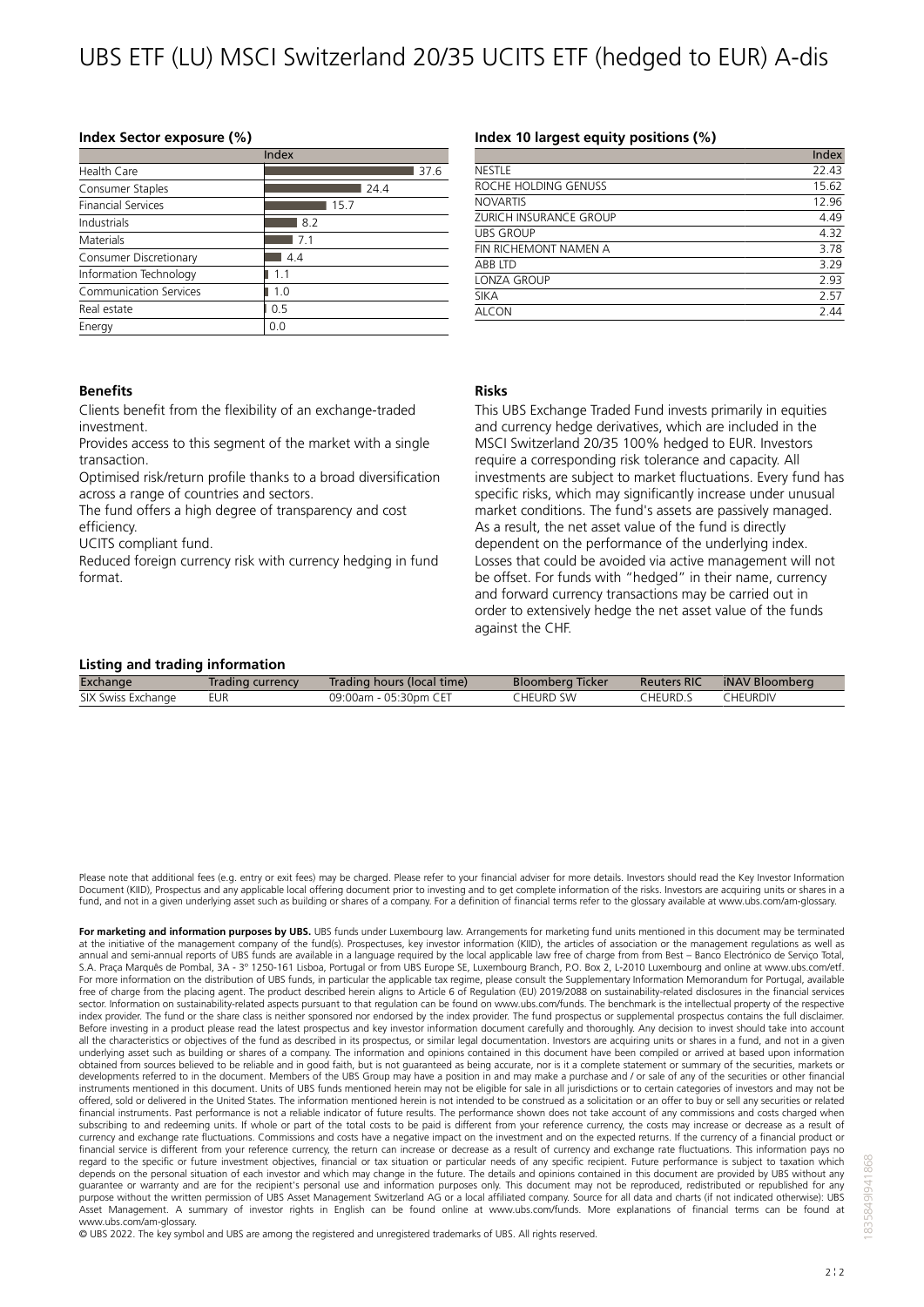# UBS ETF (LU) MSCI Switzerland 20/35 UCITS ETF (hedged to EUR) A-dis

### Index Sector exposure (%)

Index

Health Care 37.6
Consumer Staples 24.4
Financial Services 15.7
Industrials 8.2
Materials 7.1
Consumer Discretionary 4.4
Information Technology 1.1
Communication Services 1.0
Real estate 0.5
Energy 0.0

### Index 10 largest equity positions (%)

| | Index |
|---|---|
| NESTLE | 22.43 |
| ROCHE HOLDING GENUSS | 15.62 |
| NOVARTIS | 12.96 |
| ZURICH INSURANCE GROUP | 4.49 |
| UBS GROUP | 4.32 |
| FIN RICHEMONT NAMEN A | 3.78 |
| ABB LTD | 3.29 |
| LONZA GROUP | 2.93 |
| SIKA | 2.57 |
| ALCON | 2.44 |

### Benefits

Clients benefit from the flexibility of an exchange-traded investment.

Provides access to this segment of the market with a single transaction.

Optimised risk/return profile thanks to a broad diversification across a range of countries and sectors.

The fund offers a high degree of transparency and cost efficiency.

UCITS compliant fund.

Reduced foreign currency risk with currency hedging in fund format.

### Risks

This UBS Exchange Traded Fund invests primarily in equities and currency hedge derivatives, which are included in the MSCI Switzerland 20/35 100% hedged to EUR. Investors require a corresponding risk tolerance and capacity. All investments are subject to market fluctuations. Every fund has specific risks, which may significantly increase under unusual market conditions. The fund's assets are passively managed. As a result, the net asset value of the fund is directly dependent on the performance of the underlying index. Losses that could be avoided via active management will not be offset. For funds with "hedged" in their name, currency and forward currency transactions may be carried out in order to extensively hedge the net asset value of the funds against the CHF.

### Listing and trading information

| Exchange | Trading currency | Trading hours (local time) | Bloomberg Ticker | Reuters RIC | iNAV Bloomberg |
|---|---|---|---|---|---|
| SIX Swiss Exchange | EUR | 09:00am - 05:30pm CET | CHEURD SW | CHEURD.S | CHEURDIV |

Please note that additional fees (e.g. entry or exit fees) may be charged. Please refer to your financial adviser for more details. Investors should read the Key Investor Information Document (KIID), Prospectus and any applicable local offering document prior to investing and to get complete information of the risks. Investors are acquiring units or shares in a fund, and not in a given underlying asset such as building or shares of a company. For a definition of financial terms refer to the glossary available at www.ubs.com/am-glossary.

**For marketing and information purposes by UBS.** UBS funds under Luxembourg law. Arrangements for marketing fund units mentioned in this document may be terminated at the initiative of the management company of the fund(s). Prospectuses, key investor information (KIID), the articles of association or the management regulations as well as annual and semi-annual reports of UBS funds are available in a language required by the local applicable law free of charge from Best – Banco Electrónico de Serviço Total, S.A. Praça Marquês de Pombal, 3A - 3º 1250-161 Lisboa, Portugal or from UBS Europe SE, Luxembourg Branch, P.O. Box 2, L-2010 Luxembourg and online at www.ubs.com/etf. For more information on the distribution of UBS funds, in particular the applicable tax regime, please consult the Supplementary Information Memorandum for Portugal, available free of charge from the placing agent. The product described herein aligns to Article 6 of Regulation (EU) 2019/2088 on sustainability-related disclosures in the financial services sector. Information on sustainability-related aspects pursuant to that regulation can be found on www.ubs.com/funds. The benchmark is the intellectual property of the respective index provider. The fund or the share class is neither sponsored nor endorsed by the index provider. The fund prospectus or supplemental prospectus contains the full disclaimer. Before investing in a product please read the latest prospectus and key investor information document carefully and thoroughly. Any decision to invest should take into account all the characteristics or objectives of the fund as described in its prospectus, or similar legal documentation. Investors are acquiring units or shares in a fund, and not in a given underlying asset such as building or shares of a company. The information and opinions contained in this document have been compiled or arrived at based upon information obtained from sources believed to be reliable and in good faith, but is not guaranteed as being accurate, nor is it a complete statement or summary of the securities, markets or developments referred to in the document. Members of the UBS Group may have a position in and may make a purchase and / or sale of any of the securities or other financial instruments mentioned in this document. Units of UBS funds mentioned herein may not be eligible for sale in all jurisdictions or to certain categories of investors and may not be offered, sold or delivered in the United States. The information mentioned herein is not intended to be construed as a solicitation or an offer to buy or sell any securities or related financial instruments. Past performance is not a reliable indicator of future results. The performance shown does not take account of any commissions and costs charged when subscribing to and redeeming units. If whole or part of the total costs to be paid is different from your reference currency, the costs may increase or decrease as a result of currency and exchange rate fluctuations. Commissions and costs have a negative impact on the investment and on the expected returns. If the currency of a financial product or financial service is different from your reference currency, the return can increase or decrease as a result of currency and exchange rate fluctuations. This information pays no regard to the specific or future investment objectives, financial or tax situation or particular needs of any specific recipient. Future performance is subject to taxation which depends on the personal situation of each investor and which may change in the future. The details and opinions contained in this document are provided by UBS without any guarantee or warranty and are for the recipient's personal use and information purposes only. This document may not be reproduced, redistributed or republished for any purpose without the written permission of UBS Asset Management Switzerland AG or a local affiliated company. Source for all data and charts (if not indicated otherwise): UBS Asset Management. A summary of investor rights in English can be found online at www.ubs.com/funds. More explanations of financial terms can be found at www.ubs.com/am-glossary.

© UBS 2022. The key symbol and UBS are among the registered and unregistered trademarks of UBS. All rights reserved.